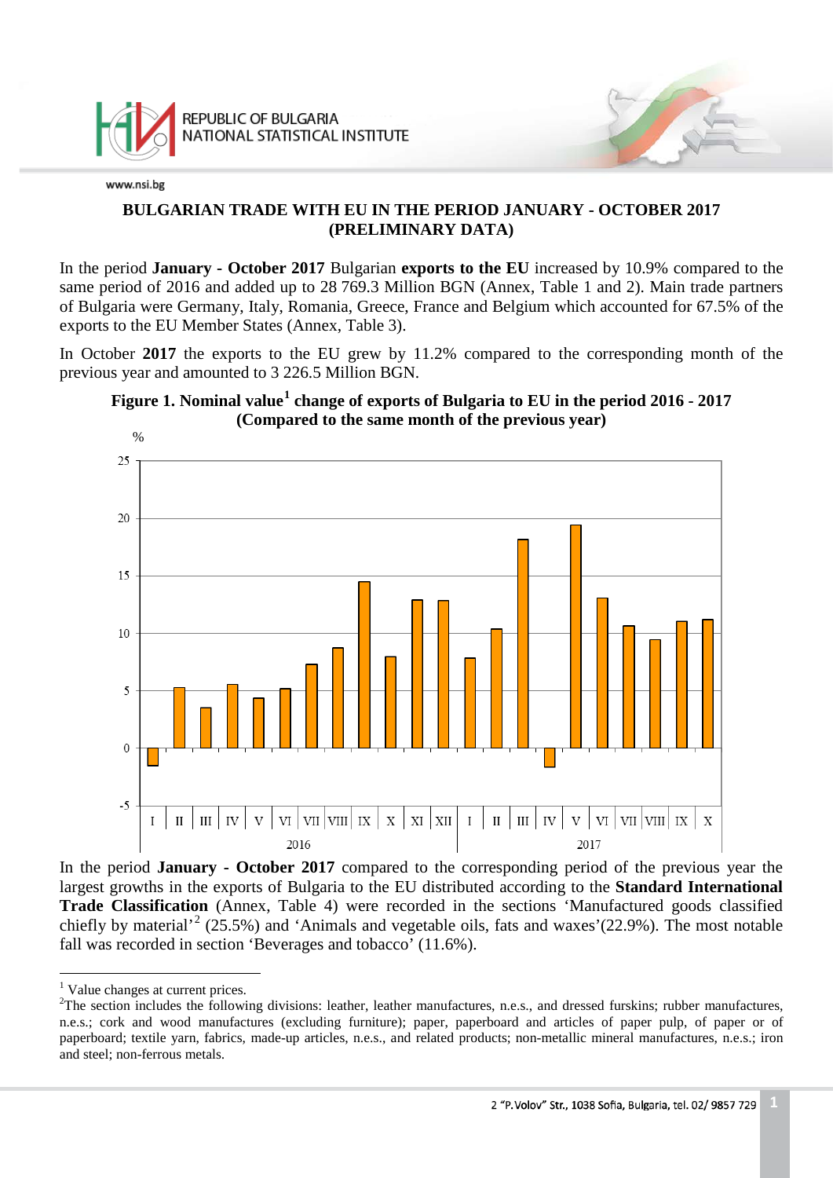# BULGARIAN TRADE WITH EU IN THE PERIOD JANUARY - OCTOBER 2017 (PRELIMINARY DATA)

In the period **January - October 2017** Bulgarian **exports to the EU** increased by 10.9% compared to the same period of 2016 and added up to 28 769.3 Million BGN (Annex, Table 1 and 2). Main trade partners of Bulgaria were Germany, Italy, Romania, Greece, France and Belgium which accounted for 67.5% of the exports to the EU Member States (Annex, Table 3).

In October **2017** the exports to the EU grew by 11.2% compared to the corresponding month of the previous year and amounted to 3 226.5 Million BGN.

**Figure 1. Nominal value[1] change of exports of Bulgaria to EU in the period 2016 - 2017 (Compared to the same month of the previous year)**

In the period **January - October 2017** compared to the corresponding period of the previous year the largest growths in the exports of Bulgaria to the EU distributed according to the **Standard International Trade Classification** (Annex, Table 4) were recorded in the sections 'Manufactured goods classified chiefly by material'[2] (25.5%) and 'Animals and vegetable oils, fats and waxes'(22.9%). The most notable fall was recorded in section 'Beverages and tobacco' (11.6%).

---

[1] Value changes at current prices.

[2] The section includes the following divisions: leather, leather manufactures, n.e.s., and dressed furskins; rubber manufactures, n.e.s.; cork and wood manufactures (excluding furniture); paper, paperboard and articles of paper pulp, of paper or of paperboard; textile yarn, fabrics, made-up articles, n.e.s., and related products; non-metallic mineral manufactures, n.e.s.; iron and steel; non-ferrous metals.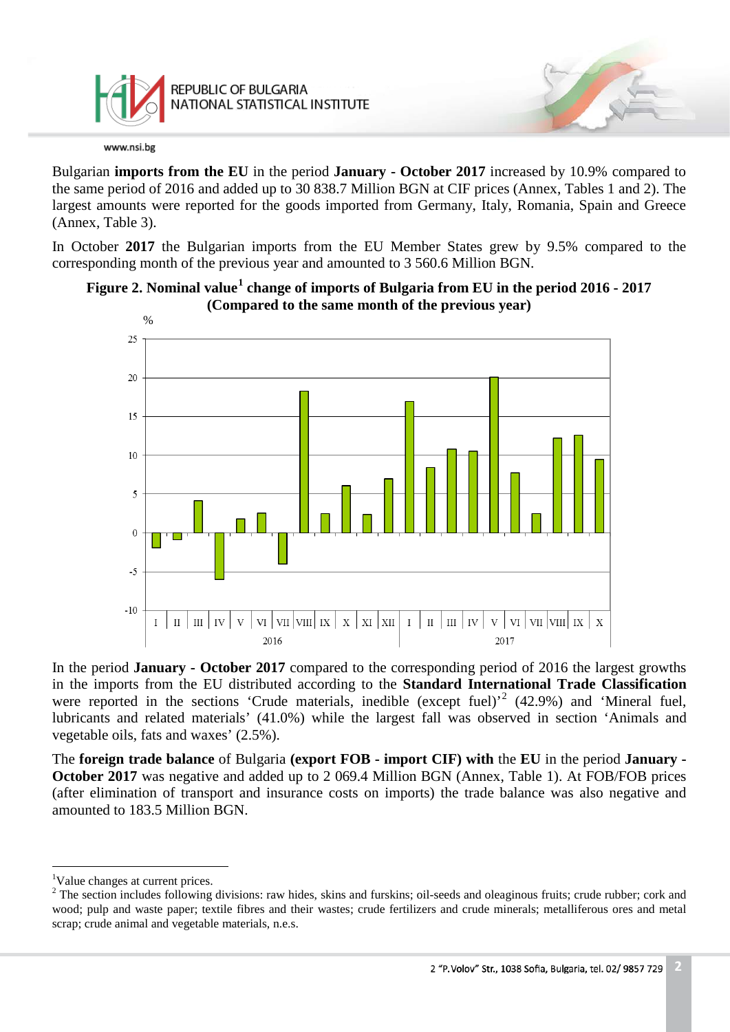Bulgarian **imports from the EU** in the period **January - October 2017** increased by 10.9% compared to the same period of 2016 and added up to 30 838.7 Million BGN at CIF prices (Annex, Tables 1 and 2). The largest amounts were reported for the goods imported from Germany, Italy, Romania, Spain and Greece (Annex, Table 3).

In October **2017** the Bulgarian imports from the EU Member States grew by 9.5% compared to the corresponding month of the previous year and amounted to 3 560.6 Million BGN.

**Figure 2. Nominal value[1] change of imports of Bulgaria from EU in the period 2016 - 2017 (Compared to the same month of the previous year)**

In the period **January - October 2017** compared to the corresponding period of 2016 the largest growths in the imports from the EU distributed according to the **Standard International Trade Classification** were reported in the sections 'Crude materials, inedible (except fuel)'[2] (42.9%) and 'Mineral fuel, lubricants and related materials' (41.0%) while the largest fall was observed in section 'Animals and vegetable oils, fats and waxes' (2.5%).

The **foreign trade balance** of Bulgaria **(export FOB - import CIF) with** the **EU** in the period **January - October 2017** was negative and added up to 2 069.4 Million BGN (Annex, Table 1). At FOB/FOB prices (after elimination of transport and insurance costs on imports) the trade balance was also negative and amounted to 183.5 Million BGN.

---

[1] Value changes at current prices.

[2] The section includes following divisions: raw hides, skins and furskins; oil-seeds and oleaginous fruits; crude rubber; cork and wood; pulp and waste paper; textile fibres and their wastes; crude fertilizers and crude minerals; metalliferous ores and metal scrap; crude animal and vegetable materials, n.e.s.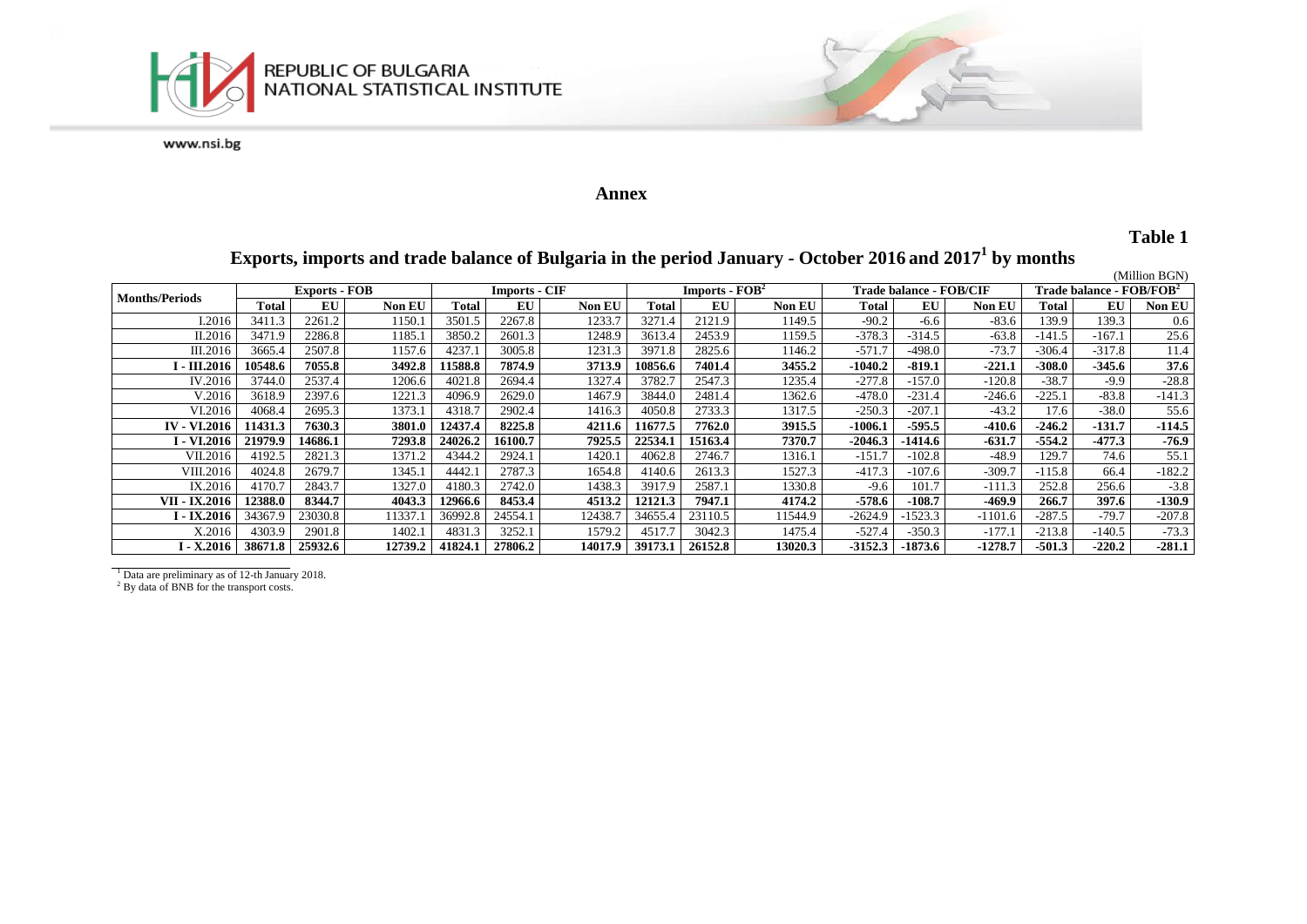REPUBLIC OF BULGARIA
NATIONAL STATISTICAL INSTITUTE

www.nsi.bg

## Annex

**Table 1**

### Exports, imports and trade balance of Bulgaria in the period January - October 2016 and 2017[1] by months

(Million BGN)

| Months/Periods | Exports - FOB | | | Imports - CIF | | | Imports - FOB[2] | | | Trade balance - FOB/CIF | | | Trade balance - FOB/FOB[2] | | |
|---|---|---|---|---|---|---|---|---|---|---|---|---|---|---|---|
| | Total | EU | Non EU | Total | EU | Non EU | Total | EU | Non EU | Total | EU | Non EU | Total | EU | Non EU |
| I.2016 | 3411.3 | 2261.2 | 1150.1 | 3501.5 | 2267.8 | 1233.7 | 3271.4 | 2121.9 | 1149.5 | -90.2 | -6.6 | -83.6 | 139.9 | 139.3 | 0.6 |
| II.2016 | 3471.9 | 2286.8 | 1185.1 | 3850.2 | 2601.3 | 1248.9 | 3613.4 | 2453.9 | 1159.5 | -378.3 | -314.5 | -63.8 | -141.5 | -167.1 | 25.6 |
| III.2016 | 3665.4 | 2507.8 | 1157.6 | 4237.1 | 3005.8 | 1231.3 | 3971.8 | 2825.6 | 1146.2 | -571.7 | -498.0 | -73.7 | -306.4 | -317.8 | 11.4 |
| **I - III.2016** | **10548.6** | **7055.8** | **3492.8** | **11588.8** | **7874.9** | **3713.9** | **10856.6** | **7401.4** | **3455.2** | **-1040.2** | **-819.1** | **-221.1** | **-308.0** | **-345.6** | **37.6** |
| IV.2016 | 3744.0 | 2537.4 | 1206.6 | 4021.8 | 2694.4 | 1327.4 | 3782.7 | 2547.3 | 1235.4 | -277.8 | -157.0 | -120.8 | -38.7 | -9.9 | -28.8 |
| V.2016 | 3618.9 | 2397.6 | 1221.3 | 4096.9 | 2629.0 | 1467.9 | 3844.0 | 2481.4 | 1362.6 | -478.0 | -231.4 | -246.6 | -225.1 | -83.8 | -141.3 |
| VI.2016 | 4068.4 | 2695.3 | 1373.1 | 4318.7 | 2902.4 | 1416.3 | 4050.8 | 2733.3 | 1317.5 | -250.3 | -207.1 | -43.2 | 17.6 | -38.0 | 55.6 |
| **IV - VI.2016** | **11431.3** | **7630.3** | **3801.0** | **12437.4** | **8225.8** | **4211.6** | **11677.5** | **7762.0** | **3915.5** | **-1006.1** | **-595.5** | **-410.6** | **-246.2** | **-131.7** | **-114.5** |
| **I - VI.2016** | **21979.9** | **14686.1** | **7293.8** | **24026.2** | **16100.7** | **7925.5** | **22534.1** | **15163.4** | **7370.7** | **-2046.3** | **-1414.6** | **-631.7** | **-554.2** | **-477.3** | **-76.9** |
| VII.2016 | 4192.5 | 2821.3 | 1371.2 | 4344.2 | 2924.1 | 1420.1 | 4062.8 | 2746.7 | 1316.1 | -151.7 | -102.8 | -48.9 | 129.7 | 74.6 | 55.1 |
| VIII.2016 | 4024.8 | 2679.7 | 1345.1 | 4442.1 | 2787.3 | 1654.8 | 4140.6 | 2613.3 | 1527.3 | -417.3 | -107.6 | -309.7 | -115.8 | 66.4 | -182.2 |
| IX.2016 | 4170.7 | 2843.7 | 1327.0 | 4180.3 | 2742.0 | 1438.3 | 3917.9 | 2587.1 | 1330.8 | -9.6 | 101.7 | -111.3 | 252.8 | 256.6 | -3.8 |
| **VII - IX.2016** | **12388.0** | **8344.7** | **4043.3** | **12966.6** | **8453.4** | **4513.2** | **12121.3** | **7947.1** | **4174.2** | **-578.6** | **-108.7** | **-469.9** | **266.7** | **397.6** | **-130.9** |
| **I - IX.2016** | 34367.9 | 23030.8 | 11337.1 | 36992.8 | 24554.1 | 12438.7 | 34655.4 | 23110.5 | 11544.9 | -2624.9 | -1523.3 | -1101.6 | -287.5 | -79.7 | -207.8 |
| X.2016 | 4303.9 | 2901.8 | 1402.1 | 4831.3 | 3252.1 | 1579.2 | 4517.7 | 3042.3 | 1475.4 | -527.4 | -350.3 | -177.1 | -213.8 | -140.5 | -73.3 |
| **I - X.2016** | **38671.8** | **25932.6** | **12739.2** | **41824.1** | **27806.2** | **14017.9** | **39173.1** | **26152.8** | **13020.3** | **-3152.3** | **-1873.6** | **-1278.7** | **-501.3** | **-220.2** | **-281.1** |

[1] Data are preliminary as of 12-th January 2018.
[2] By data of BNB for the transport costs.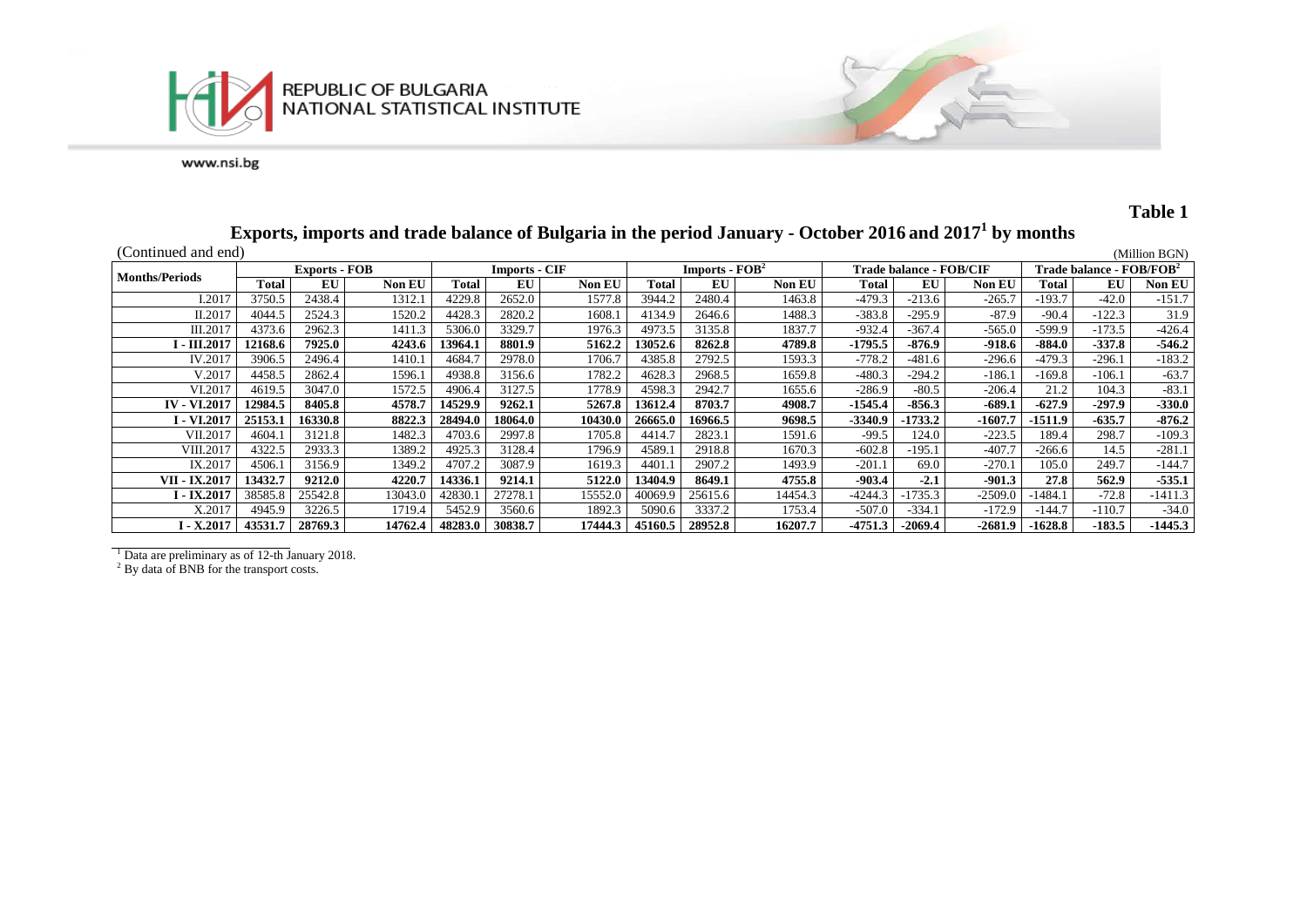**Table 1**

## Exports, imports and trade balance of Bulgaria in the period January - October 2016 and 2017[1] by months

(Continued and end) (Million BGN)

| Months/Periods | Exports - FOB | | | Imports - CIF | | | Imports - FOB[2] | | | Trade balance - FOB/CIF | | | Trade balance - FOB/FOB[2] | | |
|---|---|---|---|---|---|---|---|---|---|---|---|---|---|---|---|
| | Total | EU | Non EU | Total | EU | Non EU | Total | EU | Non EU | Total | EU | Non EU | Total | EU | Non EU |
| I.2017 | 3750.5 | 2438.4 | 1312.1 | 4229.8 | 2652.0 | 1577.8 | 3944.2 | 2480.4 | 1463.8 | -479.3 | -213.6 | -265.7 | -193.7 | -42.0 | -151.7 |
| II.2017 | 4044.5 | 2524.3 | 1520.2 | 4428.3 | 2820.2 | 1608.1 | 4134.9 | 2646.6 | 1488.3 | -383.8 | -295.9 | -87.9 | -90.4 | -122.3 | 31.9 |
| III.2017 | 4373.6 | 2962.3 | 1411.3 | 5306.0 | 3329.7 | 1976.3 | 4973.5 | 3135.8 | 1837.7 | -932.4 | -367.4 | -565.0 | -599.9 | -173.5 | -426.4 |
| **I - III.2017** | **12168.6** | **7925.0** | **4243.6** | **13964.1** | **8801.9** | **5162.2** | **13052.6** | **8262.8** | **4789.8** | **-1795.5** | **-876.9** | **-918.6** | **-884.0** | **-337.8** | **-546.2** |
| IV.2017 | 3906.5 | 2496.4 | 1410.1 | 4684.7 | 2978.0 | 1706.7 | 4385.8 | 2792.5 | 1593.3 | -778.2 | -481.6 | -296.6 | -479.3 | -296.1 | -183.2 |
| V.2017 | 4458.5 | 2862.4 | 1596.1 | 4938.8 | 3156.6 | 1782.2 | 4628.3 | 2968.5 | 1659.8 | -480.3 | -294.2 | -186.1 | -169.8 | -106.1 | -63.7 |
| VI.2017 | 4619.5 | 3047.0 | 1572.5 | 4906.4 | 3127.5 | 1778.9 | 4598.3 | 2942.7 | 1655.6 | -286.9 | -80.5 | -206.4 | 21.2 | 104.3 | -83.1 |
| **IV - VI.2017** | **12984.5** | **8405.8** | **4578.7** | **14529.9** | **9262.1** | **5267.8** | **13612.4** | **8703.7** | **4908.7** | **-1545.4** | **-856.3** | **-689.1** | **-627.9** | **-297.9** | **-330.0** |
| **I - VI.2017** | **25153.1** | **16330.8** | **8822.3** | **28494.0** | **18064.0** | **10430.0** | **26665.0** | **16966.5** | **9698.5** | **-3340.9** | **-1733.2** | **-1607.7** | **-1511.9** | **-635.7** | **-876.2** |
| VII.2017 | 4604.1 | 3121.8 | 1482.3 | 4703.6 | 2997.8 | 1705.8 | 4414.7 | 2823.1 | 1591.6 | -99.5 | 124.0 | -223.5 | 189.4 | 298.7 | -109.3 |
| VIII.2017 | 4322.5 | 2933.3 | 1389.2 | 4925.3 | 3128.4 | 1796.9 | 4589.1 | 2918.8 | 1670.3 | -602.8 | -195.1 | -407.7 | -266.6 | 14.5 | -281.1 |
| IX.2017 | 4506.1 | 3156.9 | 1349.2 | 4707.2 | 3087.9 | 1619.3 | 4401.1 | 2907.2 | 1493.9 | -201.1 | 69.0 | -270.1 | 105.0 | 249.7 | -144.7 |
| **VII - IX.2017** | **13432.7** | **9212.0** | **4220.7** | **14336.1** | **9214.1** | **5122.0** | **13404.9** | **8649.1** | **4755.8** | **-903.4** | **-2.1** | **-901.3** | **27.8** | **562.9** | **-535.1** |
| **I - IX.2017** | 38585.8 | 25542.8 | 13043.0 | 42830.1 | 27278.1 | 15552.0 | 40069.9 | 25615.6 | 14454.3 | -4244.3 | -1735.3 | -2509.0 | -1484.1 | -72.8 | -1411.3 |
| X.2017 | 4945.9 | 3226.5 | 1719.4 | 5452.9 | 3560.6 | 1892.3 | 5090.6 | 3337.2 | 1753.4 | -507.0 | -334.1 | -172.9 | -144.7 | -110.7 | -34.0 |
| **I - X.2017** | **43531.7** | **28769.3** | **14762.4** | **48283.0** | **30838.7** | **17444.3** | **45160.5** | **28952.8** | **16207.7** | **-4751.3** | **-2069.4** | **-2681.9** | **-1628.8** | **-183.5** | **-1445.3** |

[1] Data are preliminary as of 12-th January 2018.
[2] By data of BNB for the transport costs.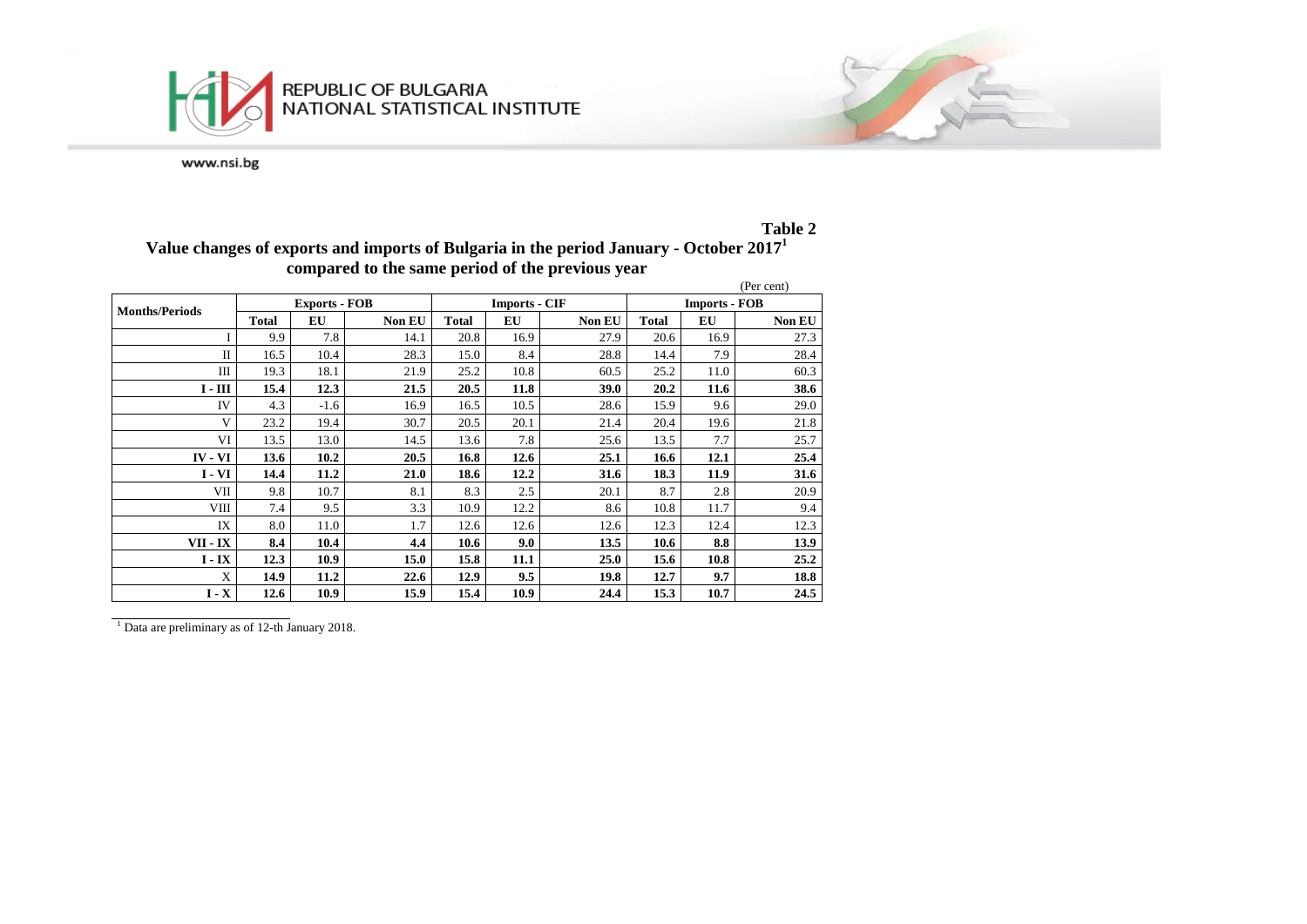**Table 2**

**Value changes of exports and imports of Bulgaria in the period January - October 2017[1] compared to the same period of the previous year**

(Per cent)

| Months/Periods | Exports - FOB | | | Imports - CIF | | | Imports - FOB | | |
|---|---|---|---|---|---|---|---|---|---|
| | Total | EU | Non EU | Total | EU | Non EU | Total | EU | Non EU |
| I | 9.9 | 7.8 | 14.1 | 20.8 | 16.9 | 27.9 | 20.6 | 16.9 | 27.3 |
| II | 16.5 | 10.4 | 28.3 | 15.0 | 8.4 | 28.8 | 14.4 | 7.9 | 28.4 |
| III | 19.3 | 18.1 | 21.9 | 25.2 | 10.8 | 60.5 | 25.2 | 11.0 | 60.3 |
| **I - III** | **15.4** | **12.3** | **21.5** | **20.5** | **11.8** | **39.0** | **20.2** | **11.6** | **38.6** |
| IV | 4.3 | -1.6 | 16.9 | 16.5 | 10.5 | 28.6 | 15.9 | 9.6 | 29.0 |
| V | 23.2 | 19.4 | 30.7 | 20.5 | 20.1 | 21.4 | 20.4 | 19.6 | 21.8 |
| VI | 13.5 | 13.0 | 14.5 | 13.6 | 7.8 | 25.6 | 13.5 | 7.7 | 25.7 |
| **IV - VI** | **13.6** | **10.2** | **20.5** | **16.8** | **12.6** | **25.1** | **16.6** | **12.1** | **25.4** |
| **I - VI** | **14.4** | **11.2** | **21.0** | **18.6** | **12.2** | **31.6** | **18.3** | **11.9** | **31.6** |
| VII | 9.8 | 10.7 | 8.1 | 8.3 | 2.5 | 20.1 | 8.7 | 2.8 | 20.9 |
| VIII | 7.4 | 9.5 | 3.3 | 10.9 | 12.2 | 8.6 | 10.8 | 11.7 | 9.4 |
| IX | 8.0 | 11.0 | 1.7 | 12.6 | 12.6 | 12.6 | 12.3 | 12.4 | 12.3 |
| **VII - IX** | **8.4** | **10.4** | **4.4** | **10.6** | **9.0** | **13.5** | **10.6** | **8.8** | **13.9** |
| **I - IX** | **12.3** | **10.9** | **15.0** | **15.8** | **11.1** | **25.0** | **15.6** | **10.8** | **25.2** |
| X | **14.9** | **11.2** | **22.6** | **12.9** | **9.5** | **19.8** | **12.7** | **9.7** | **18.8** |
| **I - X** | **12.6** | **10.9** | **15.9** | **15.4** | **10.9** | **24.4** | **15.3** | **10.7** | **24.5** |

[1] Data are preliminary as of 12-th January 2018.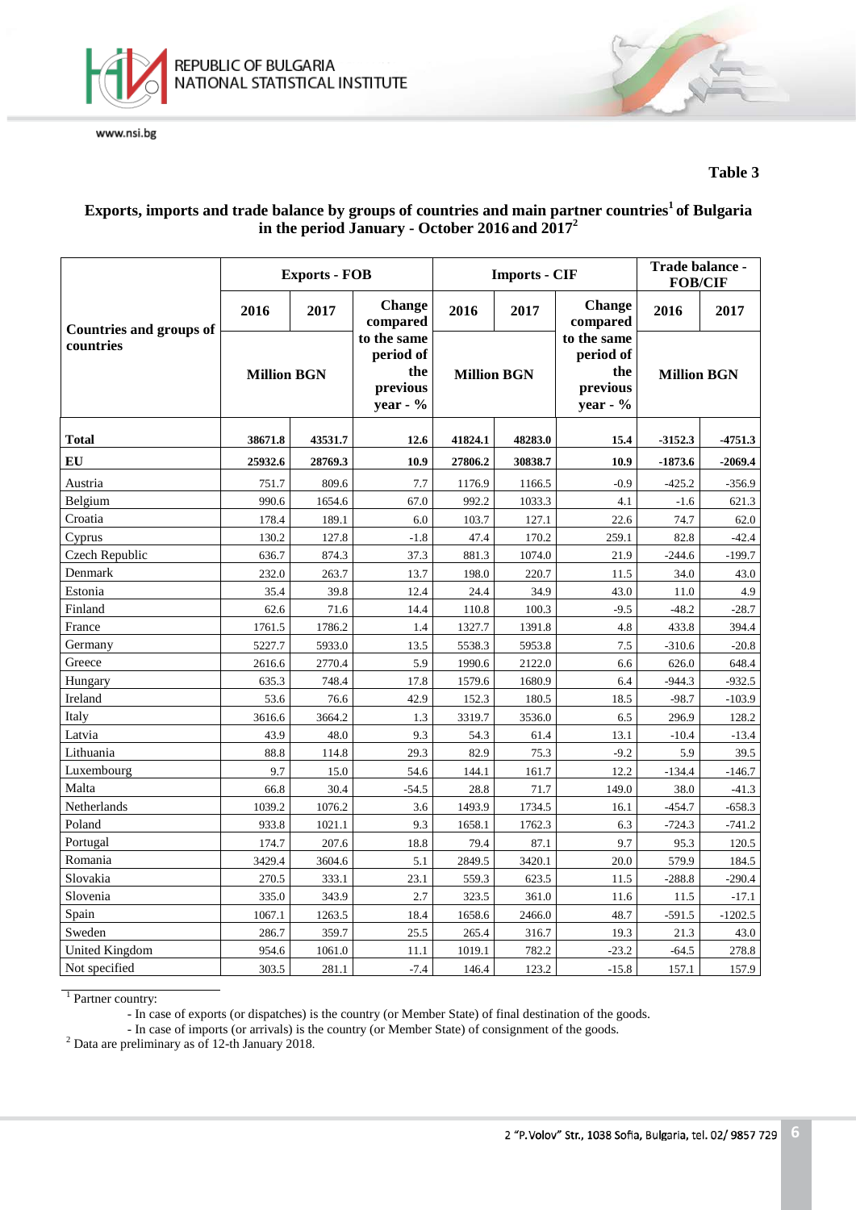**Table 3**

**Exports, imports and trade balance by groups of countries and main partner countries[1] of Bulgaria in the period January - October 2016 and 2017[2]**

| Countries and groups of countries | Exports - FOB | | | Imports - CIF | | | Trade balance - FOB/CIF | |
|---|---|---|---|---|---|---|---|---|
| | 2016 | 2017 | Change compared to the same period of the previous year - % | 2016 | 2017 | Change compared to the same period of the previous year - % | 2016 | 2017 |
| | Million BGN | | | Million BGN | | | Million BGN | |
| **Total** | **38671.8** | **43531.7** | **12.6** | **41824.1** | **48283.0** | **15.4** | **-3152.3** | **-4751.3** |
| **EU** | **25932.6** | **28769.3** | **10.9** | **27806.2** | **30838.7** | **10.9** | **-1873.6** | **-2069.4** |
| Austria | 751.7 | 809.6 | 7.7 | 1176.9 | 1166.5 | -0.9 | -425.2 | -356.9 |
| Belgium | 990.6 | 1654.6 | 67.0 | 992.2 | 1033.3 | 4.1 | -1.6 | 621.3 |
| Croatia | 178.4 | 189.1 | 6.0 | 103.7 | 127.1 | 22.6 | 74.7 | 62.0 |
| Cyprus | 130.2 | 127.8 | -1.8 | 47.4 | 170.2 | 259.1 | 82.8 | -42.4 |
| Czech Republic | 636.7 | 874.3 | 37.3 | 881.3 | 1074.0 | 21.9 | -244.6 | -199.7 |
| Denmark | 232.0 | 263.7 | 13.7 | 198.0 | 220.7 | 11.5 | 34.0 | 43.0 |
| Estonia | 35.4 | 39.8 | 12.4 | 24.4 | 34.9 | 43.0 | 11.0 | 4.9 |
| Finland | 62.6 | 71.6 | 14.4 | 110.8 | 100.3 | -9.5 | -48.2 | -28.7 |
| France | 1761.5 | 1786.2 | 1.4 | 1327.7 | 1391.8 | 4.8 | 433.8 | 394.4 |
| Germany | 5227.7 | 5933.0 | 13.5 | 5538.3 | 5953.8 | 7.5 | -310.6 | -20.8 |
| Greece | 2616.6 | 2770.4 | 5.9 | 1990.6 | 2122.0 | 6.6 | 626.0 | 648.4 |
| Hungary | 635.3 | 748.4 | 17.8 | 1579.6 | 1680.9 | 6.4 | -944.3 | -932.5 |
| Ireland | 53.6 | 76.6 | 42.9 | 152.3 | 180.5 | 18.5 | -98.7 | -103.9 |
| Italy | 3616.6 | 3664.2 | 1.3 | 3319.7 | 3536.0 | 6.5 | 296.9 | 128.2 |
| Latvia | 43.9 | 48.0 | 9.3 | 54.3 | 61.4 | 13.1 | -10.4 | -13.4 |
| Lithuania | 88.8 | 114.8 | 29.3 | 82.9 | 75.3 | -9.2 | 5.9 | 39.5 |
| Luxembourg | 9.7 | 15.0 | 54.6 | 144.1 | 161.7 | 12.2 | -134.4 | -146.7 |
| Malta | 66.8 | 30.4 | -54.5 | 28.8 | 71.7 | 149.0 | 38.0 | -41.3 |
| Netherlands | 1039.2 | 1076.2 | 3.6 | 1493.9 | 1734.5 | 16.1 | -454.7 | -658.3 |
| Poland | 933.8 | 1021.1 | 9.3 | 1658.1 | 1762.3 | 6.3 | -724.3 | -741.2 |
| Portugal | 174.7 | 207.6 | 18.8 | 79.4 | 87.1 | 9.7 | 95.3 | 120.5 |
| Romania | 3429.4 | 3604.6 | 5.1 | 2849.5 | 3420.1 | 20.0 | 579.9 | 184.5 |
| Slovakia | 270.5 | 333.1 | 23.1 | 559.3 | 623.5 | 11.5 | -288.8 | -290.4 |
| Slovenia | 335.0 | 343.9 | 2.7 | 323.5 | 361.0 | 11.6 | 11.5 | -17.1 |
| Spain | 1067.1 | 1263.5 | 18.4 | 1658.6 | 2466.0 | 48.7 | -591.5 | -1202.5 |
| Sweden | 286.7 | 359.7 | 25.5 | 265.4 | 316.7 | 19.3 | 21.3 | 43.0 |
| United Kingdom | 954.6 | 1061.0 | 11.1 | 1019.1 | 782.2 | -23.2 | -64.5 | 278.8 |
| Not specified | 303.5 | 281.1 | -7.4 | 146.4 | 123.2 | -15.8 | 157.1 | 157.9 |

[1] Partner country:
- In case of exports (or dispatches) is the country (or Member State) of final destination of the goods.
- In case of imports (or arrivals) is the country (or Member State) of consignment of the goods.

[2] Data are preliminary as of 12-th January 2018.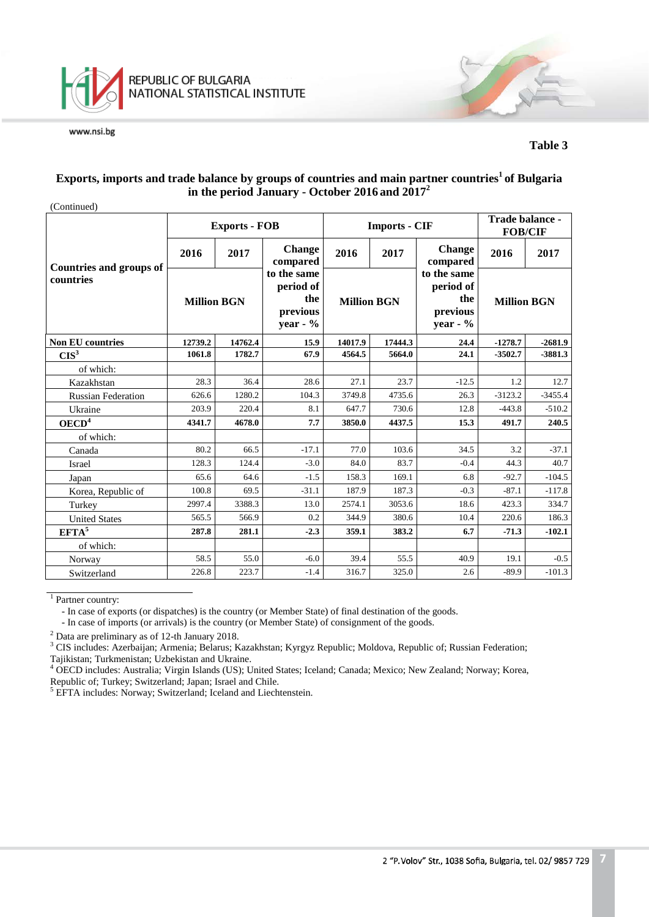**Table 3**

**Exports, imports and trade balance by groups of countries and main partner countries[1] of Bulgaria in the period January - October 2016 and 2017[2]**

(Continued)

| Countries and groups of countries | Exports - FOB | | | Imports - CIF | | | Trade balance - FOB/CIF | |
|---|---|---|---|---|---|---|---|---|
| | 2016 | 2017 | Change compared to the same period of the previous year - % | 2016 | 2017 | Change compared to the same period of the previous year - % | 2016 | 2017 |
| | Million BGN | | | Million BGN | | | Million BGN | |
| **Non EU countries** | **12739.2** | **14762.4** | **15.9** | **14017.9** | **17444.3** | **24.4** | **-1278.7** | **-2681.9** |
| **CIS[3]** | **1061.8** | **1782.7** | **67.9** | **4564.5** | **5664.0** | **24.1** | **-3502.7** | **-3881.3** |
| of which: | | | | | | | | |
| Kazakhstan | 28.3 | 36.4 | 28.6 | 27.1 | 23.7 | -12.5 | 1.2 | 12.7 |
| Russian Federation | 626.6 | 1280.2 | 104.3 | 3749.8 | 4735.6 | 26.3 | -3123.2 | -3455.4 |
| Ukraine | 203.9 | 220.4 | 8.1 | 647.7 | 730.6 | 12.8 | -443.8 | -510.2 |
| **OECD[4]** | **4341.7** | **4678.0** | **7.7** | **3850.0** | **4437.5** | **15.3** | **491.7** | **240.5** |
| of which: | | | | | | | | |
| Canada | 80.2 | 66.5 | -17.1 | 77.0 | 103.6 | 34.5 | 3.2 | -37.1 |
| Israel | 128.3 | 124.4 | -3.0 | 84.0 | 83.7 | -0.4 | 44.3 | 40.7 |
| Japan | 65.6 | 64.6 | -1.5 | 158.3 | 169.1 | 6.8 | -92.7 | -104.5 |
| Korea, Republic of | 100.8 | 69.5 | -31.1 | 187.9 | 187.3 | -0.3 | -87.1 | -117.8 |
| Turkey | 2997.4 | 3388.3 | 13.0 | 2574.1 | 3053.6 | 18.6 | 423.3 | 334.7 |
| United States | 565.5 | 566.9 | 0.2 | 344.9 | 380.6 | 10.4 | 220.6 | 186.3 |
| **EFTA[5]** | **287.8** | **281.1** | **-2.3** | **359.1** | **383.2** | **6.7** | **-71.3** | **-102.1** |
| of which: | | | | | | | | |
| Norway | 58.5 | 55.0 | -6.0 | 39.4 | 55.5 | 40.9 | 19.1 | -0.5 |
| Switzerland | 226.8 | 223.7 | -1.4 | 316.7 | 325.0 | 2.6 | -89.9 | -101.3 |

[1] Partner country:
- In case of exports (or dispatches) is the country (or Member State) of final destination of the goods.
- In case of imports (or arrivals) is the country (or Member State) of consignment of the goods.

[2] Data are preliminary as of 12-th January 2018.

[3] CIS includes: Azerbaijan; Armenia; Belarus; Kazakhstan; Kyrgyz Republic; Moldova, Republic of; Russian Federation; Tajikistan; Turkmenistan; Uzbekistan and Ukraine.

[4] OECD includes: Australia; Virgin Islands (US); United States; Iceland; Canada; Mexico; New Zealand; Norway; Korea, Republic of; Turkey; Switzerland; Japan; Israel and Chile.

[5] EFTA includes: Norway; Switzerland; Iceland and Liechtenstein.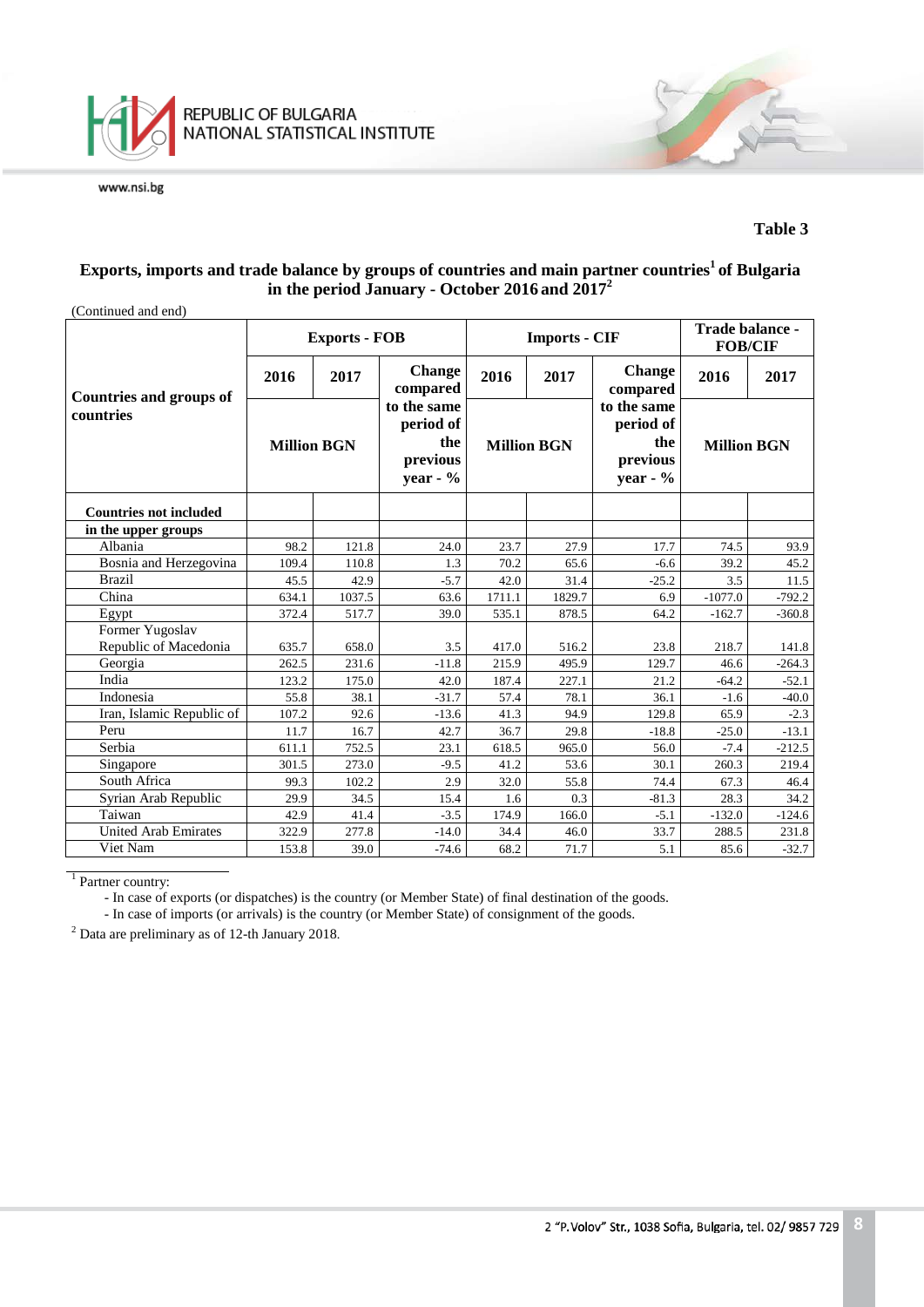**Table 3**

**Exports, imports and trade balance by groups of countries and main partner countries[1] of Bulgaria in the period January - October 2016 and 2017[2]**

(Continued and end)

| Countries and groups of countries | Exports - FOB | | | Imports - CIF | | | Trade balance - FOB/CIF | |
|---|---|---|---|---|---|---|---|---|
| | 2016 | 2017 | Change compared to the same period of the previous year - % | 2016 | 2017 | Change compared to the same period of the previous year - % | 2016 | 2017 |
| | Million BGN | | | Million BGN | | | Million BGN | |
| **Countries not included in the upper groups** | | | | | | | | |
| Albania | 98.2 | 121.8 | 24.0 | 23.7 | 27.9 | 17.7 | 74.5 | 93.9 |
| Bosnia and Herzegovina | 109.4 | 110.8 | 1.3 | 70.2 | 65.6 | -6.6 | 39.2 | 45.2 |
| Brazil | 45.5 | 42.9 | -5.7 | 42.0 | 31.4 | -25.2 | 3.5 | 11.5 |
| China | 634.1 | 1037.5 | 63.6 | 1711.1 | 1829.7 | 6.9 | -1077.0 | -792.2 |
| Egypt | 372.4 | 517.7 | 39.0 | 535.1 | 878.5 | 64.2 | -162.7 | -360.8 |
| Former Yugoslav Republic of Macedonia | 635.7 | 658.0 | 3.5 | 417.0 | 516.2 | 23.8 | 218.7 | 141.8 |
| Georgia | 262.5 | 231.6 | -11.8 | 215.9 | 495.9 | 129.7 | 46.6 | -264.3 |
| India | 123.2 | 175.0 | 42.0 | 187.4 | 227.1 | 21.2 | -64.2 | -52.1 |
| Indonesia | 55.8 | 38.1 | -31.7 | 57.4 | 78.1 | 36.1 | -1.6 | -40.0 |
| Iran, Islamic Republic of | 107.2 | 92.6 | -13.6 | 41.3 | 94.9 | 129.8 | 65.9 | -2.3 |
| Peru | 11.7 | 16.7 | 42.7 | 36.7 | 29.8 | -18.8 | -25.0 | -13.1 |
| Serbia | 611.1 | 752.5 | 23.1 | 618.5 | 965.0 | 56.0 | -7.4 | -212.5 |
| Singapore | 301.5 | 273.0 | -9.5 | 41.2 | 53.6 | 30.1 | 260.3 | 219.4 |
| South Africa | 99.3 | 102.2 | 2.9 | 32.0 | 55.8 | 74.4 | 67.3 | 46.4 |
| Syrian Arab Republic | 29.9 | 34.5 | 15.4 | 1.6 | 0.3 | -81.3 | 28.3 | 34.2 |
| Taiwan | 42.9 | 41.4 | -3.5 | 174.9 | 166.0 | -5.1 | -132.0 | -124.6 |
| United Arab Emirates | 322.9 | 277.8 | -14.0 | 34.4 | 46.0 | 33.7 | 288.5 | 231.8 |
| Viet Nam | 153.8 | 39.0 | -74.6 | 68.2 | 71.7 | 5.1 | 85.6 | -32.7 |

[1] Partner country:
- In case of exports (or dispatches) is the country (or Member State) of final destination of the goods.
- In case of imports (or arrivals) is the country (or Member State) of consignment of the goods.

[2] Data are preliminary as of 12-th January 2018.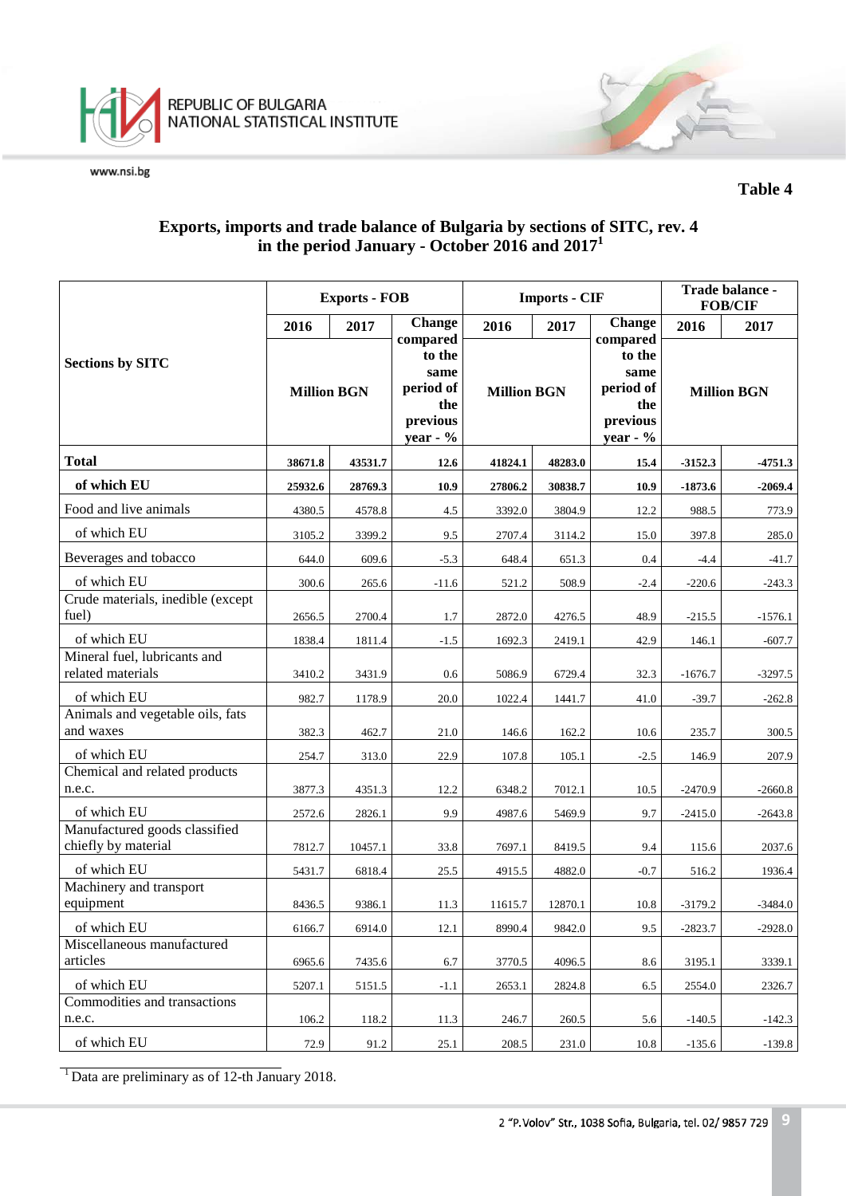REPUBLIC OF BULGARIA
NATIONAL STATISTICAL INSTITUTE

www.nsi.bg

**Table 4**

## Exports, imports and trade balance of Bulgaria by sections of SITC, rev. 4 in the period January - October 2016 and 2017[1]

| Sections by SITC | Exports - FOB | | | Imports - CIF | | | Trade balance - FOB/CIF | |
|---|---|---|---|---|---|---|---|---|
| | 2016 | 2017 | Change compared to the same period of the previous year - % | 2016 | 2017 | Change compared to the same period of the previous year - % | 2016 | 2017 |
| | Million BGN | | | Million BGN | | | Million BGN | |
| **Total** | **38671.8** | **43531.7** | **12.6** | **41824.1** | **48283.0** | **15.4** | **-3152.3** | **-4751.3** |
| **of which EU** | **25932.6** | **28769.3** | **10.9** | **27806.2** | **30838.7** | **10.9** | **-1873.6** | **-2069.4** |
| Food and live animals | 4380.5 | 4578.8 | 4.5 | 3392.0 | 3804.9 | 12.2 | 988.5 | 773.9 |
| of which EU | 3105.2 | 3399.2 | 9.5 | 2707.4 | 3114.2 | 15.0 | 397.8 | 285.0 |
| Beverages and tobacco | 644.0 | 609.6 | -5.3 | 648.4 | 651.3 | 0.4 | -4.4 | -41.7 |
| of which EU | 300.6 | 265.6 | -11.6 | 521.2 | 508.9 | -2.4 | -220.6 | -243.3 |
| Crude materials, inedible (except fuel) | 2656.5 | 2700.4 | 1.7 | 2872.0 | 4276.5 | 48.9 | -215.5 | -1576.1 |
| of which EU | 1838.4 | 1811.4 | -1.5 | 1692.3 | 2419.1 | 42.9 | 146.1 | -607.7 |
| Mineral fuel, lubricants and related materials | 3410.2 | 3431.9 | 0.6 | 5086.9 | 6729.4 | 32.3 | -1676.7 | -3297.5 |
| of which EU | 982.7 | 1178.9 | 20.0 | 1022.4 | 1441.7 | 41.0 | -39.7 | -262.8 |
| Animals and vegetable oils, fats and waxes | 382.3 | 462.7 | 21.0 | 146.6 | 162.2 | 10.6 | 235.7 | 300.5 |
| of which EU | 254.7 | 313.0 | 22.9 | 107.8 | 105.1 | -2.5 | 146.9 | 207.9 |
| Chemical and related products n.e.c. | 3877.3 | 4351.3 | 12.2 | 6348.2 | 7012.1 | 10.5 | -2470.9 | -2660.8 |
| of which EU | 2572.6 | 2826.1 | 9.9 | 4987.6 | 5469.9 | 9.7 | -2415.0 | -2643.8 |
| Manufactured goods classified chiefly by material | 7812.7 | 10457.1 | 33.8 | 7697.1 | 8419.5 | 9.4 | 115.6 | 2037.6 |
| of which EU | 5431.7 | 6818.4 | 25.5 | 4915.5 | 4882.0 | -0.7 | 516.2 | 1936.4 |
| Machinery and transport equipment | 8436.5 | 9386.1 | 11.3 | 11615.7 | 12870.1 | 10.8 | -3179.2 | -3484.0 |
| of which EU | 6166.7 | 6914.0 | 12.1 | 8990.4 | 9842.0 | 9.5 | -2823.7 | -2928.0 |
| Miscellaneous manufactured articles | 6965.6 | 7435.6 | 6.7 | 3770.5 | 4096.5 | 8.6 | 3195.1 | 3339.1 |
| of which EU | 5207.1 | 5151.5 | -1.1 | 2653.1 | 2824.8 | 6.5 | 2554.0 | 2326.7 |
| Commodities and transactions n.e.c. | 106.2 | 118.2 | 11.3 | 246.7 | 260.5 | 5.6 | -140.5 | -142.3 |
| of which EU | 72.9 | 91.2 | 25.1 | 208.5 | 231.0 | 10.8 | -135.6 | -139.8 |

[1] Data are preliminary as of 12-th January 2018.

2 "P.Volov" Str., 1038 Sofia, Bulgaria, tel. 02/ 9857 729